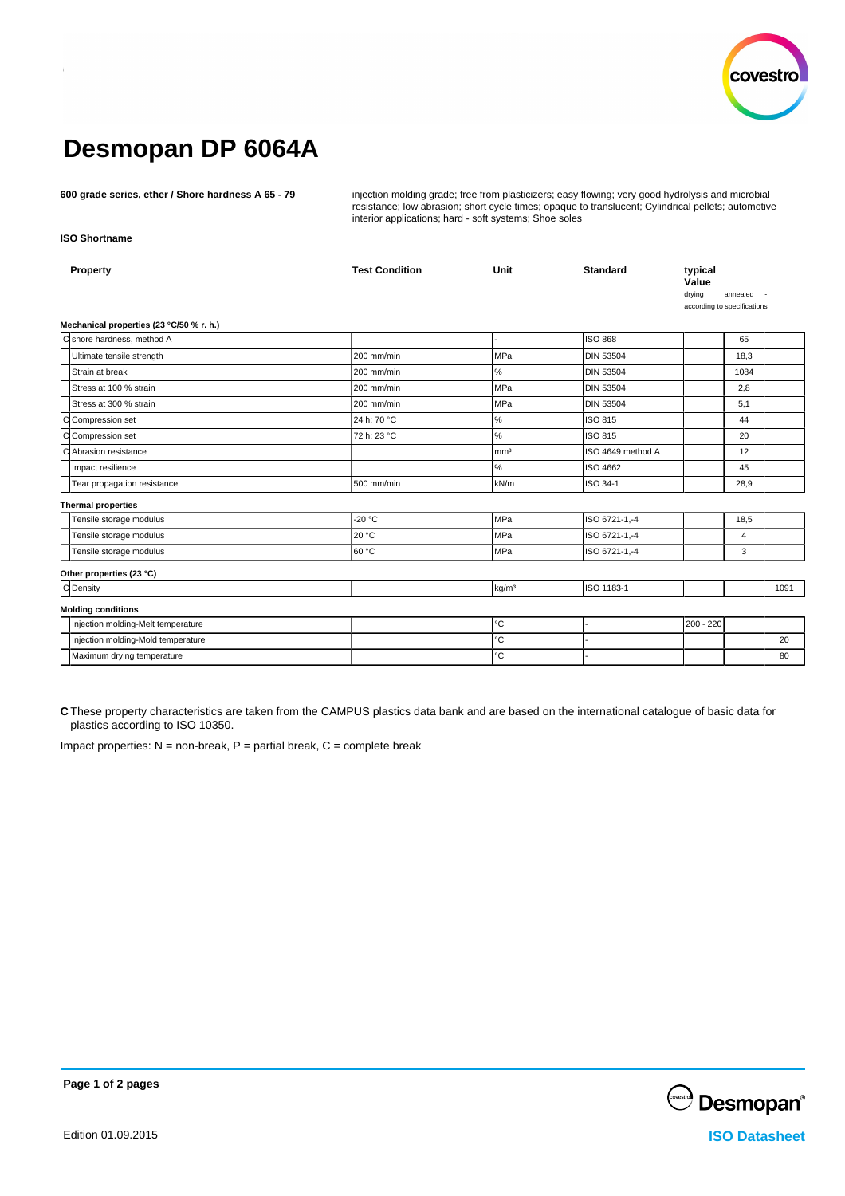# Desmopan DP 6064A

**600 grade series, ether / Shore hardness A 65 - 79**

injection molding grade; free from plasticizers; easy flowing; very good hydrolysis and microbial resistance; low abrasion; short cycle times; opaque to translucent; Cylindrical pellets; automotive interior applications; hard - soft systems; Shoe soles

**ISO Shortname**

| | Property | Test Condition | Unit | Standard | typical Value drying | annealed | - |
|---|---|---|---|---|---|---|---|
| | | | | | according to specifications | | |
| **Mechanical properties (23 °C/50 % r. h.)** | | | | | | | |
| C | shore hardness, method A | | - | ISO 868 | | 65 | |
| | Ultimate tensile strength | 200 mm/min | MPa | DIN 53504 | | 18,3 | |
| | Strain at break | 200 mm/min | % | DIN 53504 | | 1084 | |
| | Stress at 100 % strain | 200 mm/min | MPa | DIN 53504 | | 2,8 | |
| | Stress at 300 % strain | 200 mm/min | MPa | DIN 53504 | | 5,1 | |
| C | Compression set | 24 h; 70 °C | % | ISO 815 | | 44 | |
| C | Compression set | 72 h; 23 °C | % | ISO 815 | | 20 | |
| C | Abrasion resistance | | mm³ | ISO 4649 method A | | 12 | |
| | Impact resilience | | % | ISO 4662 | | 45 | |
| | Tear propagation resistance | 500 mm/min | kN/m | ISO 34-1 | | 28,9 | |
| **Thermal properties** | | | | | | | |
| | Tensile storage modulus | -20 °C | MPa | ISO 6721-1,-4 | | 18,5 | |
| | Tensile storage modulus | 20 °C | MPa | ISO 6721-1,-4 | | 4 | |
| | Tensile storage modulus | 60 °C | MPa | ISO 6721-1,-4 | | 3 | |
| **Other properties (23 °C)** | | | | | | | |
| C | Density | | kg/m³ | ISO 1183-1 | | | 1091 |
| **Molding conditions** | | | | | | | |
| | Injection molding-Melt temperature | | °C | - | 200 - 220 | | |
| | Injection molding-Mold temperature | | °C | - | | | 20 |
| | Maximum drying temperature | | °C | - | | | 80 |

**C** These property characteristics are taken from the CAMPUS plastics data bank and are based on the international catalogue of basic data for plastics according to ISO 10350.

Impact properties: N = non-break, P = partial break, C = complete break

Edition 01.09.2015

Desmopan®

ISO Datasheet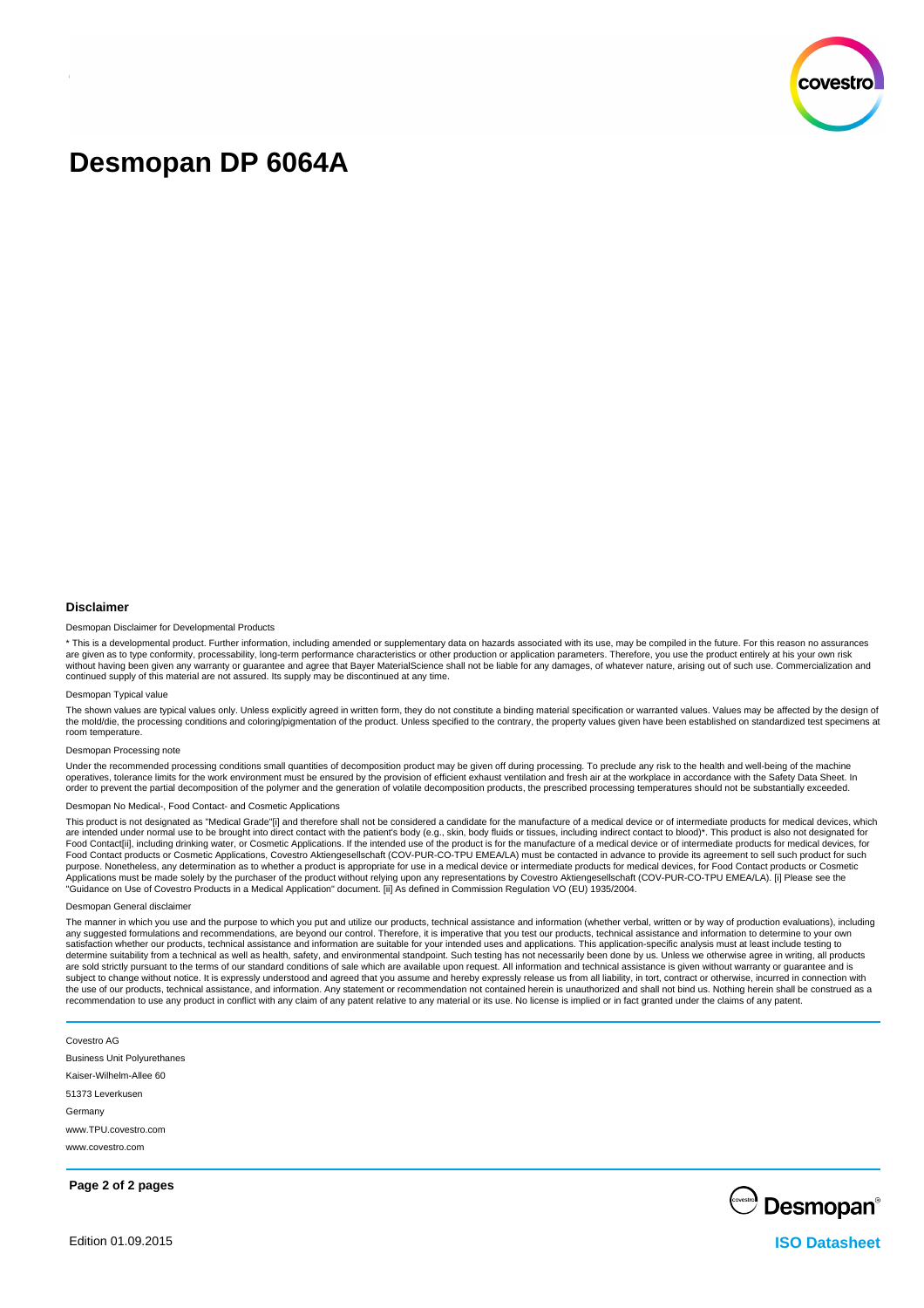# Desmopan DP 6064A

## Disclaimer

Desmopan Disclaimer for Developmental Products

* This is a developmental product. Further information, including amended or supplementary data on hazards associated with its use, may be compiled in the future. For this reason no assurances are given as to type conformity, processability, long-term performance characteristics or other production or application parameters. Therefore, you use the product entirely at his your own risk without having been given any warranty or guarantee and agree that Bayer MaterialScience shall not be liable for any damages, of whatever nature, arising out of such use. Commercialization and continued supply of this material are not assured. Its supply may be discontinued at any time.

Desmopan Typical value

The shown values are typical values only. Unless explicitly agreed in written form, they do not constitute a binding material specification or warranted values. Values may be affected by the design of the mold/die, the processing conditions and coloring/pigmentation of the product. Unless specified to the contrary, the property values given have been established on standardized test specimens at room temperature.

Desmopan Processing note

Under the recommended processing conditions small quantities of decomposition product may be given off during processing. To preclude any risk to the health and well-being of the machine operatives, tolerance limits for the work environment must be ensured by the provision of efficient exhaust ventilation and fresh air at the workplace in accordance with the Safety Data Sheet. In order to prevent the partial decomposition of the polymer and the generation of volatile decomposition products, the prescribed processing temperatures should not be substantially exceeded.

Desmopan No Medical-, Food Contact- and Cosmetic Applications

This product is not designated as "Medical Grade"[i] and therefore shall not be considered a candidate for the manufacture of a medical device or of intermediate products for medical devices, which are intended under normal use to be brought into direct contact with the patient's body (e.g., skin, body fluids or tissues, including indirect contact to blood)*. This product is also not designated for Food Contact[ii], including drinking water, or Cosmetic Applications. If the intended use of the product is for the manufacture of a medical device or of intermediate products for medical devices, for Food Contact products or Cosmetic Applications, Covestro Aktiengesellschaft (COV-PUR-CO-TPU EMEA/LA) must be contacted in advance to provide its agreement to sell such product for such purpose. Nonetheless, any determination as to whether a product is appropriate for use in a medical device or intermediate products for medical devices, for Food Contact products or Cosmetic Applications must be made solely by the purchaser of the product without relying upon any representations by Covestro Aktiengesellschaft (COV-PUR-CO-TPU EMEA/LA). [i] Please see the "Guidance on Use of Covestro Products in a Medical Application" document. [ii] As defined in Commission Regulation VO (EU) 1935/2004.

Desmopan General disclaimer

The manner in which you use and the purpose to which you put and utilize our products, technical assistance and information (whether verbal, written or by way of production evaluations), including any suggested formulations and recommendations, are beyond our control. Therefore, it is imperative that you test our products, technical assistance and information to determine to your own satisfaction whether our products, technical assistance and information are suitable for your intended uses and applications. This application-specific analysis must at least include testing to determine suitability from a technical as well as health, safety, and environmental standpoint. Such testing has not necessarily been done by us. Unless we otherwise agree in writing, all products are sold strictly pursuant to the terms of our standard conditions of sale which are available upon request. All information and technical assistance is given without warranty or guarantee and is subject to change without notice. It is expressly understood and agreed that you assume and hereby expressly release us from all liability, in tort, contract or otherwise, incurred in connection with the use of our products, technical assistance, and information. Any statement or recommendation not contained herein is unauthorized and shall not bind us. Nothing herein shall be construed as a recommendation to use any product in conflict with any claim of any patent relative to any material or its use. No license is implied or in fact granted under the claims of any patent.

Covestro AG

Business Unit Polyurethanes

Kaiser-Wilhelm-Allee 60

51373 Leverkusen

Germany

www.TPU.covestro.com

www.covestro.com

Edition 01.09.2015

ISO Datasheet